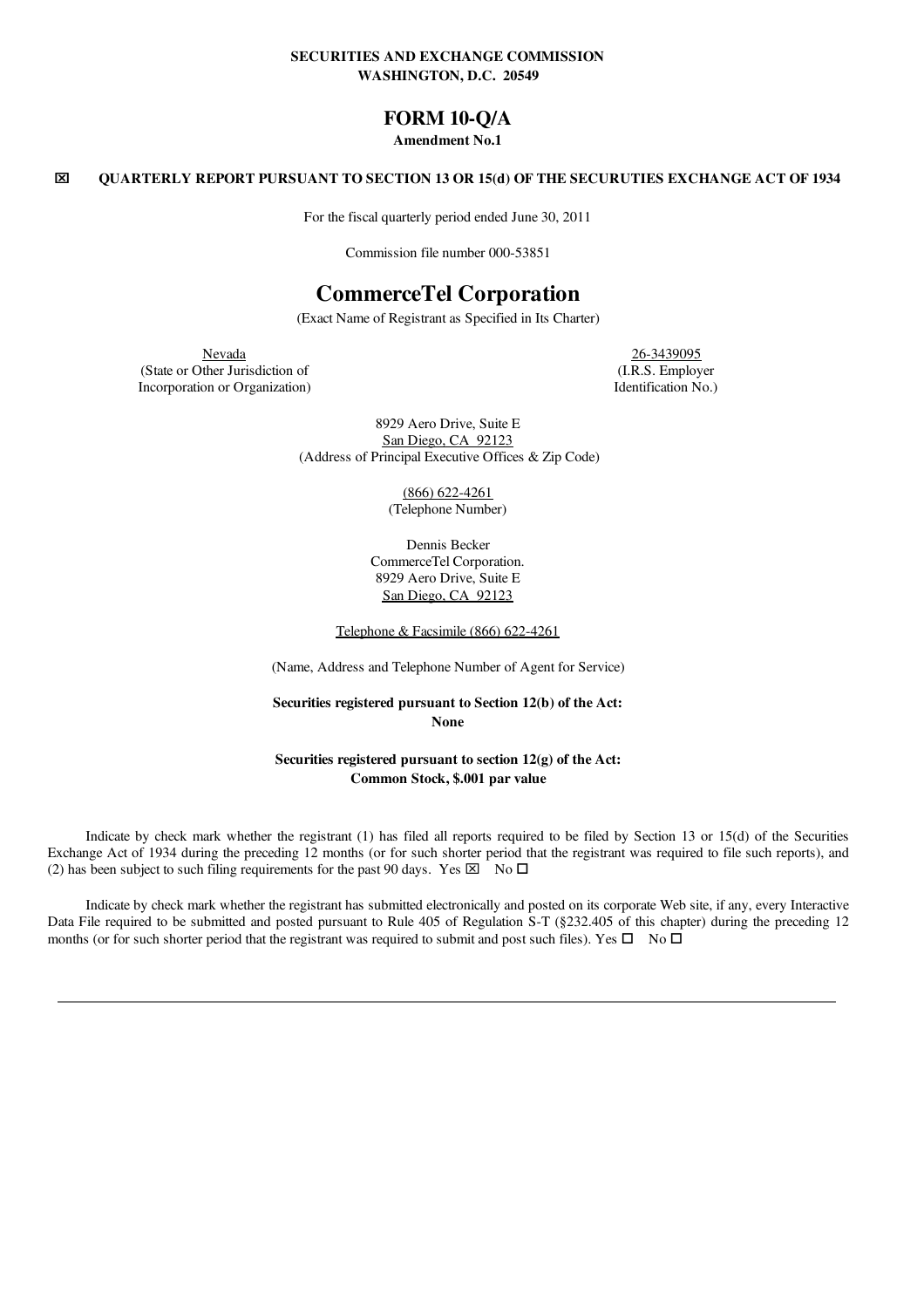**SECURITIES AND EXCHANGE COMMISSION**
**WASHINGTON, D.C. 20549**

# FORM 10-Q/A

**Amendment No.1**

☒ **QUARTERLY REPORT PURSUANT TO SECTION 13 OR 15(d) OF THE SECURUTIES EXCHANGE ACT OF 1934**

For the fiscal quarterly period ended June 30, 2011

Commission file number 000-53851

# CommerceTel Corporation

(Exact Name of Registrant as Specified in Its Charter)

| Nevada | 26-3439095 |
|---|---|
| (State or Other Jurisdiction of Incorporation or Organization) | (I.R.S. Employer Identification No.) |

8929 Aero Drive, Suite E
San Diego, CA 92123
(Address of Principal Executive Offices & Zip Code)

(866) 622-4261
(Telephone Number)

Dennis Becker
CommerceTel Corporation.
8929 Aero Drive, Suite E
San Diego, CA 92123

Telephone & Facsimile (866) 622-4261

(Name, Address and Telephone Number of Agent for Service)

**Securities registered pursuant to Section 12(b) of the Act:**
**None**

**Securities registered pursuant to section 12(g) of the Act:**
**Common Stock, $.001 par value**

Indicate by check mark whether the registrant (1) has filed all reports required to be filed by Section 13 or 15(d) of the Securities Exchange Act of 1934 during the preceding 12 months (or for such shorter period that the registrant was required to file such reports), and (2) has been subject to such filing requirements for the past 90 days. Yes ☒ No ☐

Indicate by check mark whether the registrant has submitted electronically and posted on its corporate Web site, if any, every Interactive Data File required to be submitted and posted pursuant to Rule 405 of Regulation S-T (§232.405 of this chapter) during the preceding 12 months (or for such shorter period that the registrant was required to submit and post such files). Yes ☐ No ☐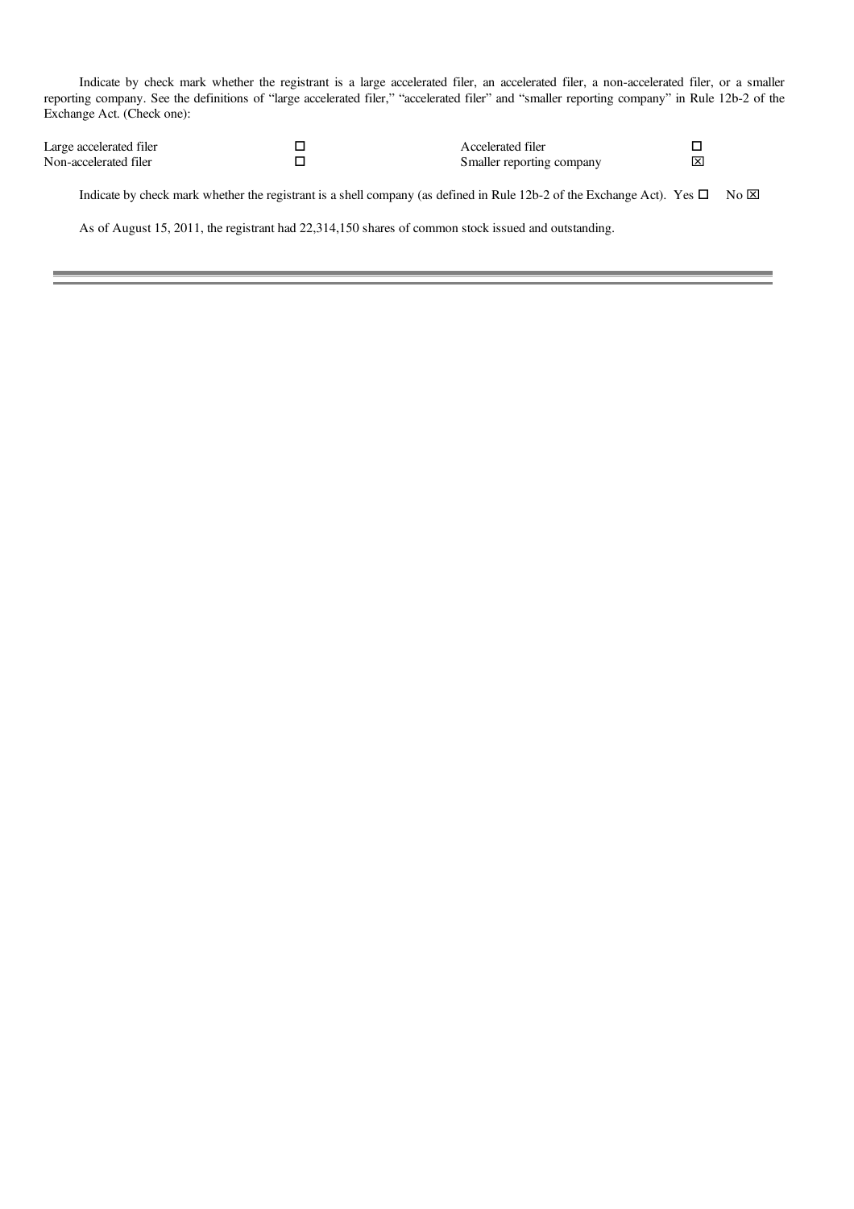Indicate by check mark whether the registrant is a large accelerated filer, an accelerated filer, a non-accelerated filer, or a smaller reporting company. See the definitions of "large accelerated filer," "accelerated filer" and "smaller reporting company" in Rule 12b-2 of the Exchange Act. (Check one):

| | | | |
|---|---|---|---|
| Large accelerated filer | ☐ | Accelerated filer | ☐ |
| Non-accelerated filer | ☐ | Smaller reporting company | ☒ |

Indicate by check mark whether the registrant is a shell company (as defined in Rule 12b-2 of the Exchange Act). Yes ☐ No ☒

As of August 15, 2011, the registrant had 22,314,150 shares of common stock issued and outstanding.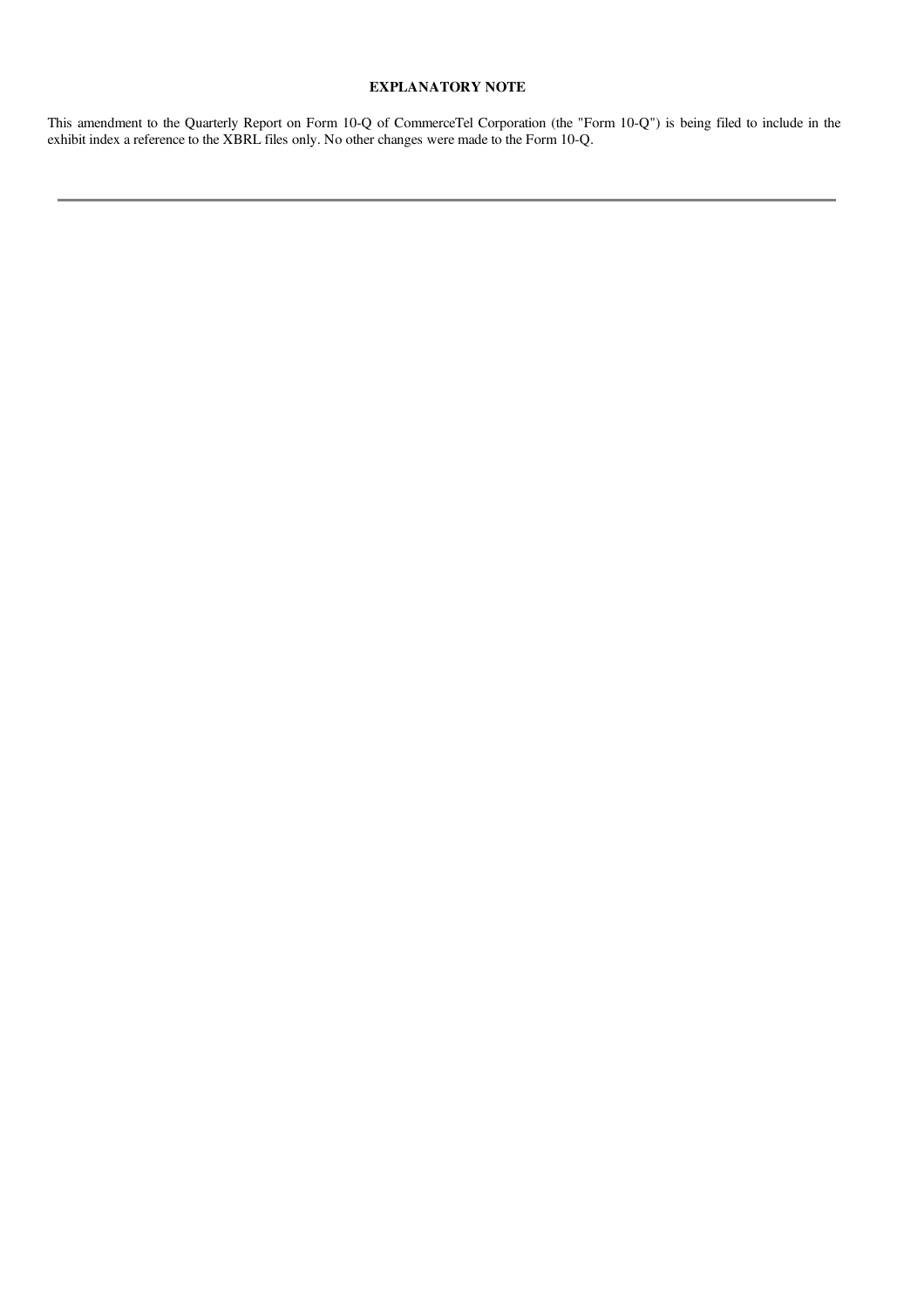## EXPLANATORY NOTE

This amendment to the Quarterly Report on Form 10-Q of CommerceTel Corporation (the "Form 10-Q") is being filed to include in the exhibit index a reference to the XBRL files only. No other changes were made to the Form 10-Q.

---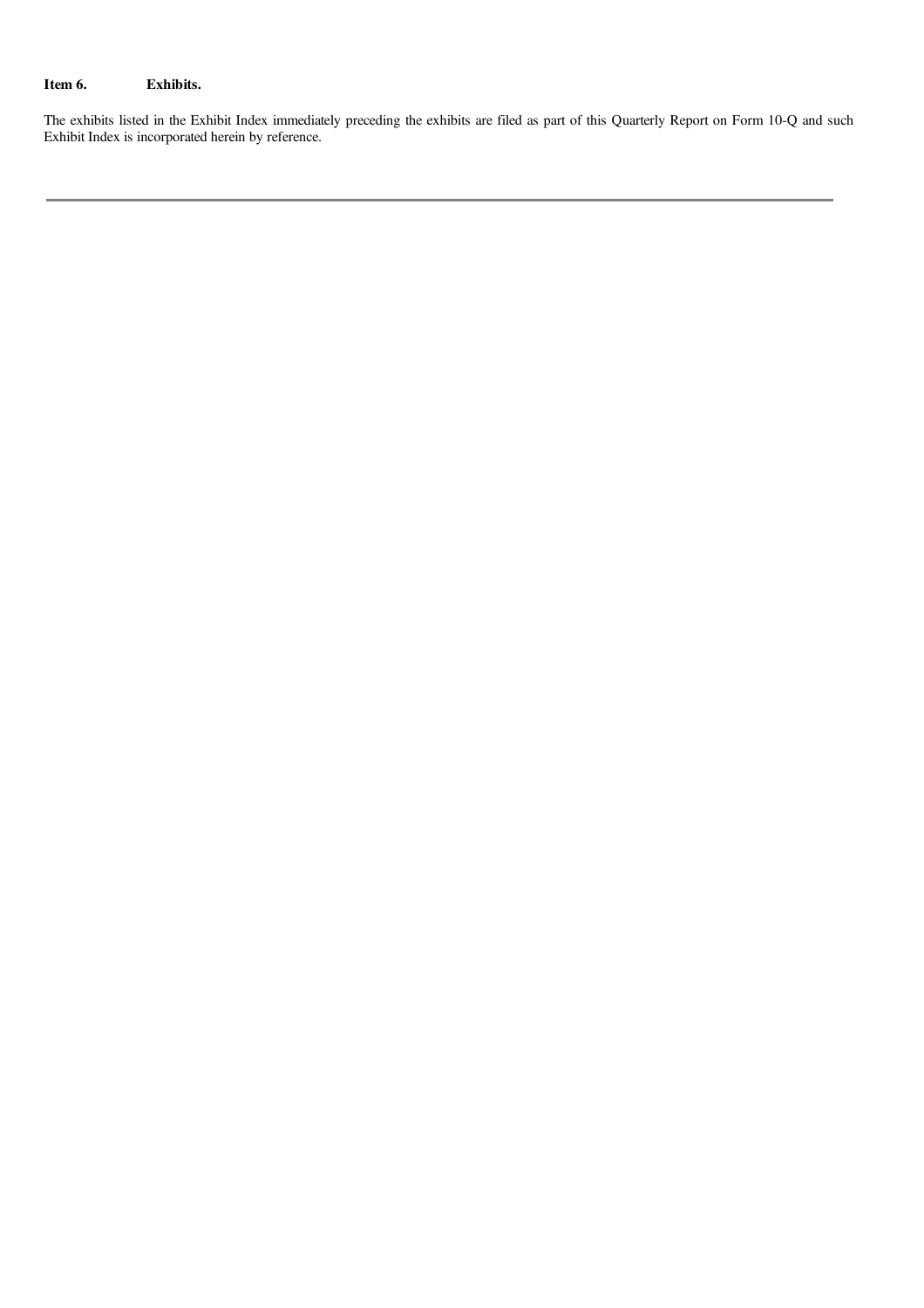**Item 6. Exhibits.**

The exhibits listed in the Exhibit Index immediately preceding the exhibits are filed as part of this Quarterly Report on Form 10-Q and such Exhibit Index is incorporated herein by reference.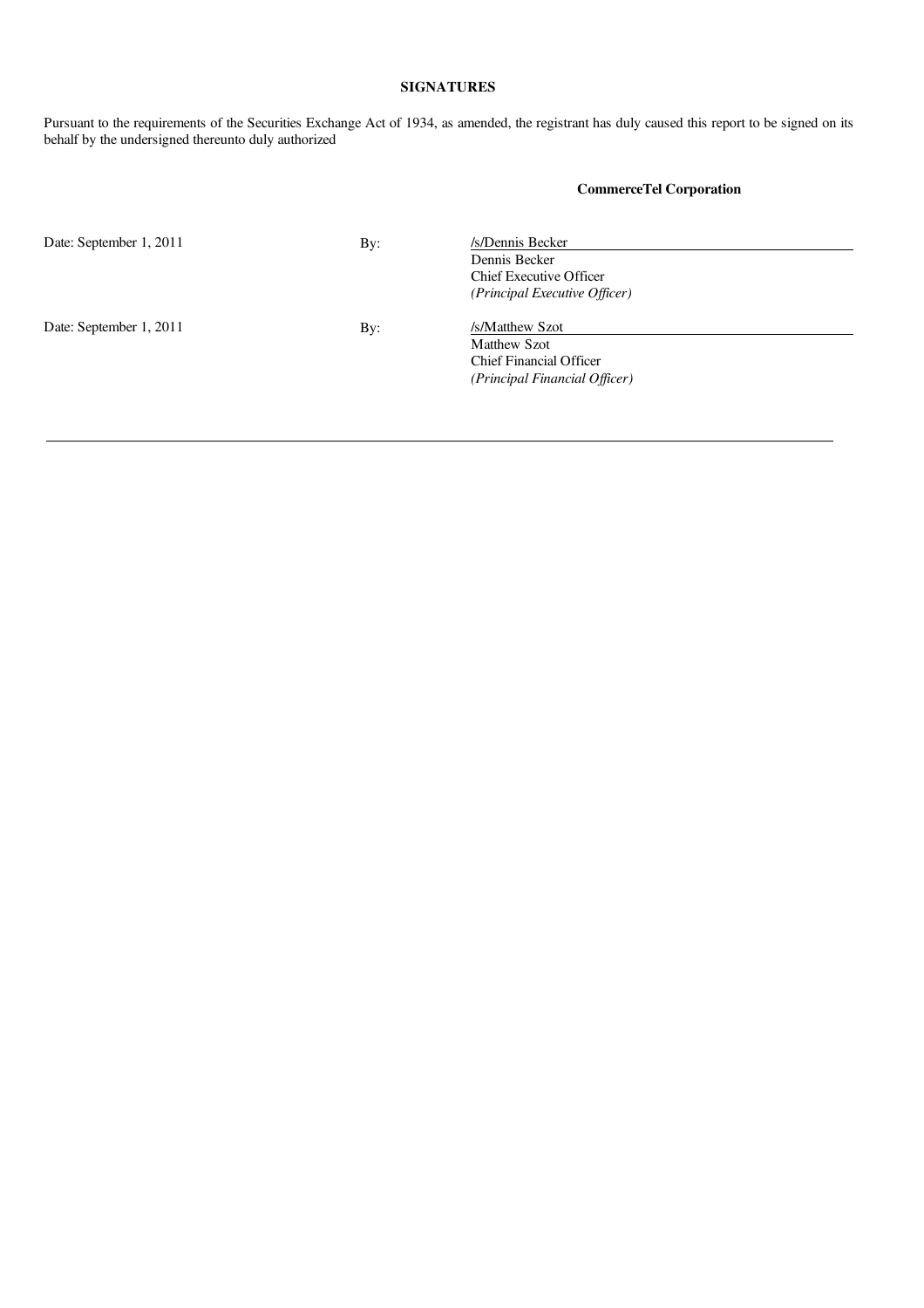## SIGNATURES

Pursuant to the requirements of the Securities Exchange Act of 1934, as amended, the registrant has duly caused this report to be signed on its behalf by the undersigned thereunto duly authorized

**CommerceTel Corporation**

| | | |
|---|---|---|
| Date: September 1, 2011 | By: | /s/Dennis Becker<br>Dennis Becker<br>Chief Executive Officer<br>*(Principal Executive Officer)* |
| Date: September 1, 2011 | By: | /s/Matthew Szot<br>Matthew Szot<br>Chief Financial Officer<br>*(Principal Financial Officer)* |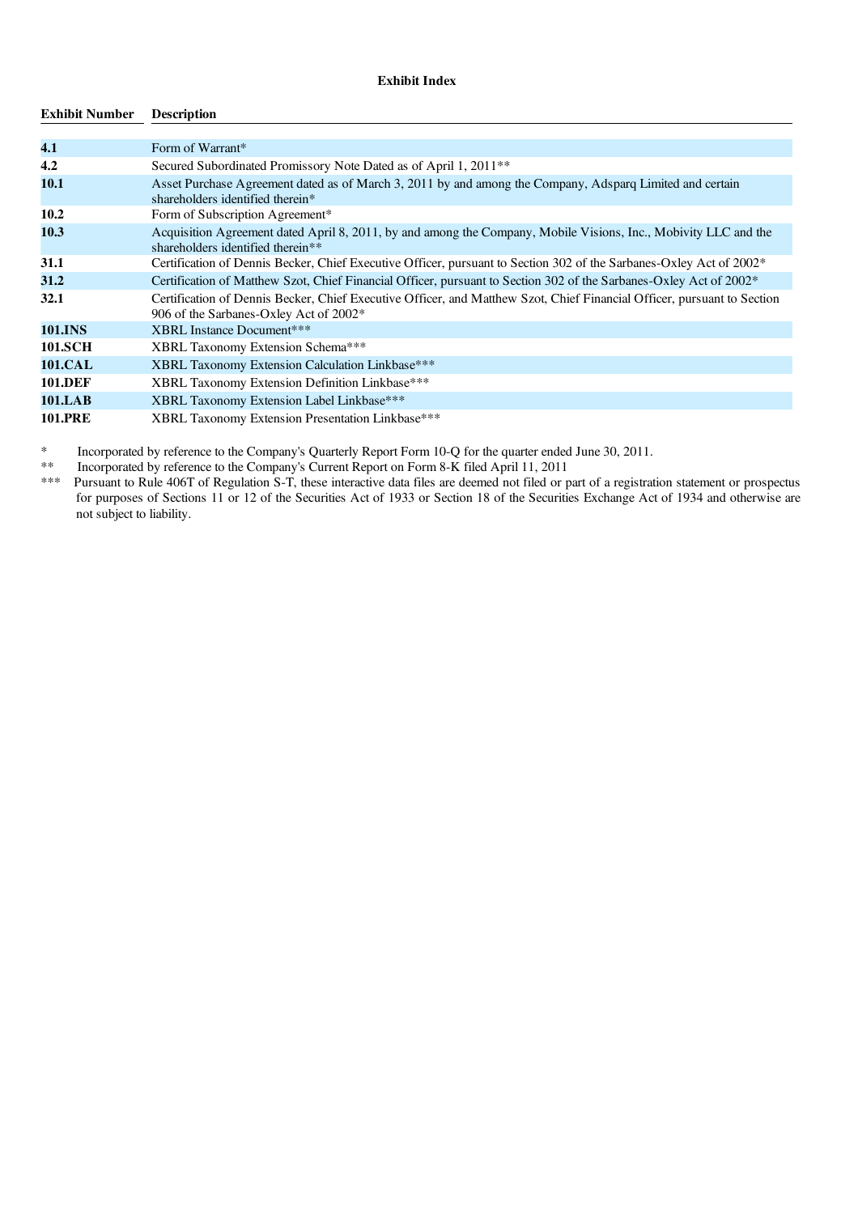**Exhibit Index**

| Exhibit Number | Description |
|---|---|
| **4.1** | Form of Warrant* |
| **4.2** | Secured Subordinated Promissory Note Dated as of April 1, 2011** |
| **10.1** | Asset Purchase Agreement dated as of March 3, 2011 by and among the Company, Adsparq Limited and certain shareholders identified therein* |
| **10.2** | Form of Subscription Agreement* |
| **10.3** | Acquisition Agreement dated April 8, 2011, by and among the Company, Mobile Visions, Inc., Mobivity LLC and the shareholders identified therein** |
| **31.1** | Certification of Dennis Becker, Chief Executive Officer, pursuant to Section 302 of the Sarbanes-Oxley Act of 2002* |
| **31.2** | Certification of Matthew Szot, Chief Financial Officer, pursuant to Section 302 of the Sarbanes-Oxley Act of 2002* |
| **32.1** | Certification of Dennis Becker, Chief Executive Officer, and Matthew Szot, Chief Financial Officer, pursuant to Section 906 of the Sarbanes-Oxley Act of 2002* |
| **101.INS** | XBRL Instance Document*** |
| **101.SCH** | XBRL Taxonomy Extension Schema*** |
| **101.CAL** | XBRL Taxonomy Extension Calculation Linkbase*** |
| **101.DEF** | XBRL Taxonomy Extension Definition Linkbase*** |
| **101.LAB** | XBRL Taxonomy Extension Label Linkbase*** |
| **101.PRE** | XBRL Taxonomy Extension Presentation Linkbase*** |

\* Incorporated by reference to the Company's Quarterly Report Form 10-Q for the quarter ended June 30, 2011.

\** Incorporated by reference to the Company's Current Report on Form 8-K filed April 11, 2011

\*** Pursuant to Rule 406T of Regulation S-T, these interactive data files are deemed not filed or part of a registration statement or prospectus for purposes of Sections 11 or 12 of the Securities Act of 1933 or Section 18 of the Securities Exchange Act of 1934 and otherwise are not subject to liability.